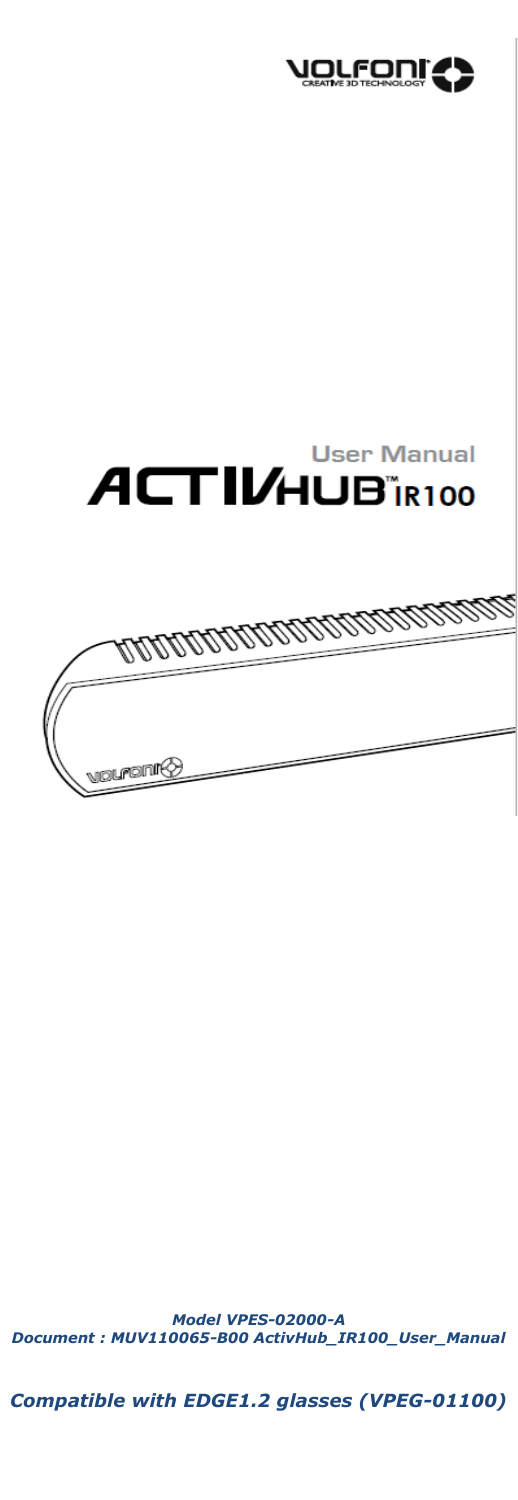# ACTIVHUB™ IR100

## User Manual

***Model VPES-02000-A***
***Document : MUV110065-B00 ActivHub_IR100_User_Manual***

***Compatible with EDGE1.2 glasses (VPEG-01100)***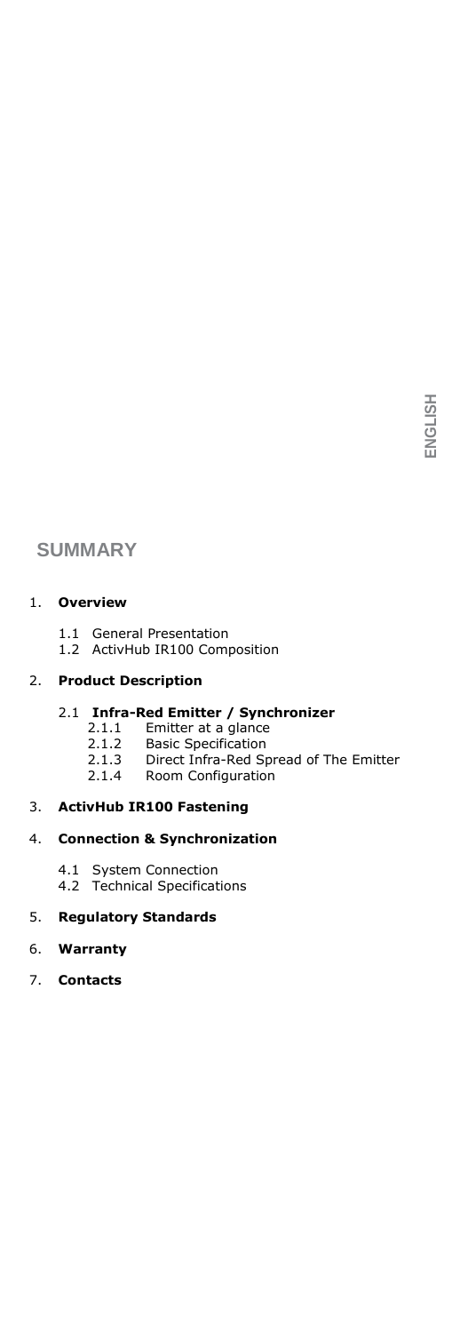## SUMMARY

1. **Overview**
   - 1.1 General Presentation
   - 1.2 ActivHub IR100 Composition
2. **Product Description**
   - 2.1 **Infra-Red Emitter / Synchronizer**
     - 2.1.1 Emitter at a glance
     - 2.1.2 Basic Specification
     - 2.1.3 Direct Infra-Red Spread of The Emitter
     - 2.1.4 Room Configuration
3. **ActivHub IR100 Fastening**
4. **Connection & Synchronization**
   - 4.1 System Connection
   - 4.2 Technical Specifications
5. **Regulatory Standards**
6. **Warranty**
7. **Contacts**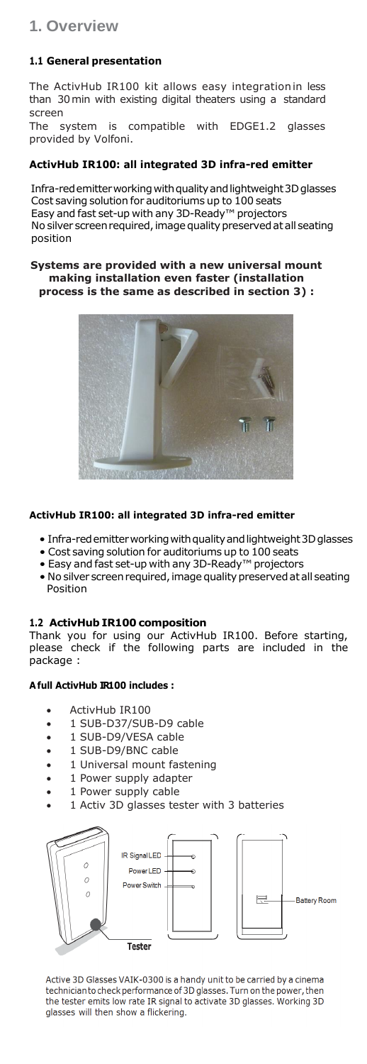# 1. Overview

### 1.1 General presentation

The ActivHub IR100 kit allows easy integration in less than 30 min with existing digital theaters using a standard screen

The system is compatible with EDGE1.2 glasses provided by Volfoni.

**ActivHub IR100: all integrated 3D infra-red emitter**

Infra-red emitter working with quality and lightweight 3D glasses
Cost saving solution for auditoriums up to 100 seats
Easy and fast set-up with any 3D-Ready™ projectors
No silver screen required, image quality preserved at all seating position

**Systems are provided with a new universal mount making installation even faster (installation process is the same as described in section 3) :**

**ActivHub IR100: all integrated 3D infra-red emitter**

- Infra-red emitter working with quality and lightweight 3D glasses
- Cost saving solution for auditoriums up to 100 seats
- Easy and fast set-up with any 3D-Ready™ projectors
- No silver screen required, image quality preserved at all seating Position

### 1.2 ActivHub IR100 composition

Thank you for using our ActivHub IR100. Before starting, please check if the following parts are included in the package :

**A full ActivHub IR100 includes :**

- ActivHub IR100
- 1 SUB-D37/SUB-D9 cable
- 1 SUB-D9/VESA cable
- 1 SUB-D9/BNC cable
- 1 Universal mount fastening
- 1 Power supply adapter
- 1 Power supply cable
- 1 Activ 3D glasses tester with 3 batteries

IR Signal LED
Power LED
Power Switch
Battery Room
Tester

Active 3D Glasses VAIK-0300 is a handy unit to be carried by a cinema technician to check performance of 3D glasses. Turn on the power, then the tester emits low rate IR signal to activate 3D glasses. Working 3D glasses will then show a flickering.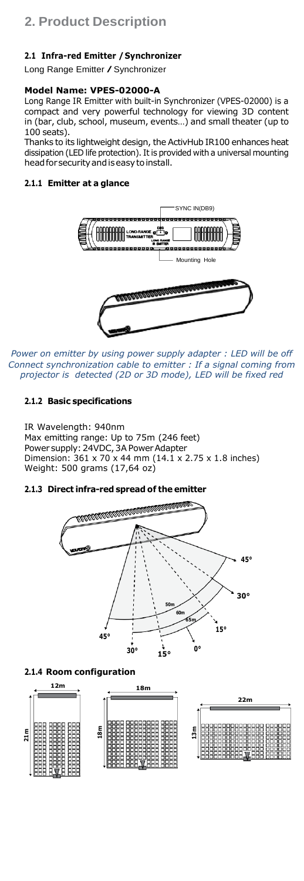# 2. Product Description

### 2.1 Infra-red Emitter / Synchronizer

Long Range Emitter / Synchronizer

#### Model Name: VPES-02000-A

Long Range IR Emitter with built-in Synchronizer (VPES-02000) is a compact and very powerful technology for viewing 3D content in (bar, club, school, museum, events…) and small theater (up to 100 seats).

Thanks to its lightweight design, the ActivHub IR100 enhances heat dissipation (LED life protection). It is provided with a universal mounting head for security and is easy to install.

#### 2.1.1 Emitter at a glance

SYNC IN(DB9)

Mounting Hole

*Power on emitter by using power supply adapter : LED will be off*
*Connect synchronization cable to emitter : If a signal coming from projector is detected (2D or 3D mode), LED will be fixed red*

#### 2.1.2 Basic specifications

IR Wavelength: 940nm
Max emitting range: Up to 75m (246 feet)
Power supply: 24VDC, 3A Power Adapter
Dimension: 361 x 70 x 44 mm (14.1 x 2.75 x 1.8 inches)
Weight: 500 grams (17,64 oz)

#### 2.1.3 Direct infra-red spread of the emitter

45° 30° 15° 0° 15° 30° 45°
50m 60m 65m

#### 2.1.4 Room configuration

12m x 21m — 18m x 18m — 22m x 13m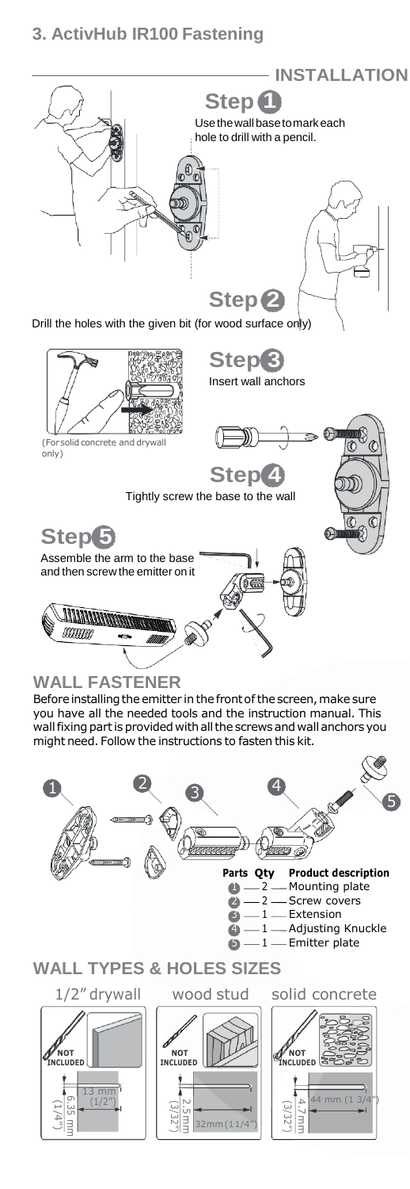## 3. ActivHub IR100 Fastening

### INSTALLATION

**Step 1**

Use the wall base to mark each hole to drill with a pencil.

**Step 2**

Drill the holes with the given bit (for wood surface only)

**Step 3**

Insert wall anchors

(For solid concrete and drywall only)

**Step 4**

Tightly screw the base to the wall

**Step 5**

Assemble the arm to the base and then screw the emitter on it

### WALL FASTENER

Before installing the emitter in the front of the screen, make sure you have all the needed tools and the instruction manual. This wall fixing part is provided with all the screws and wall anchors you might need. Follow the instructions to fasten this kit.

| Parts | Qty | Product description |
|---|---|---|
| 1 | 2 | Mounting plate |
| 2 | 2 | Screw covers |
| 3 | 1 | Extension |
| 4 | 1 | Adjusting Knuckle |
| 5 | 1 | Emitter plate |

### WALL TYPES & HOLES SIZES

| 1/2" drywall | wood stud | solid concrete |
|---|---|---|
| NOT INCLUDED | NOT INCLUDED | NOT INCLUDED |
| 6.35 mm (1/4") | 2.5mm (3/32") | 4.7mm (3/32") |
| 13 mm (1/2") | 32mm (1 1/4") | 44 mm (1 3/4") |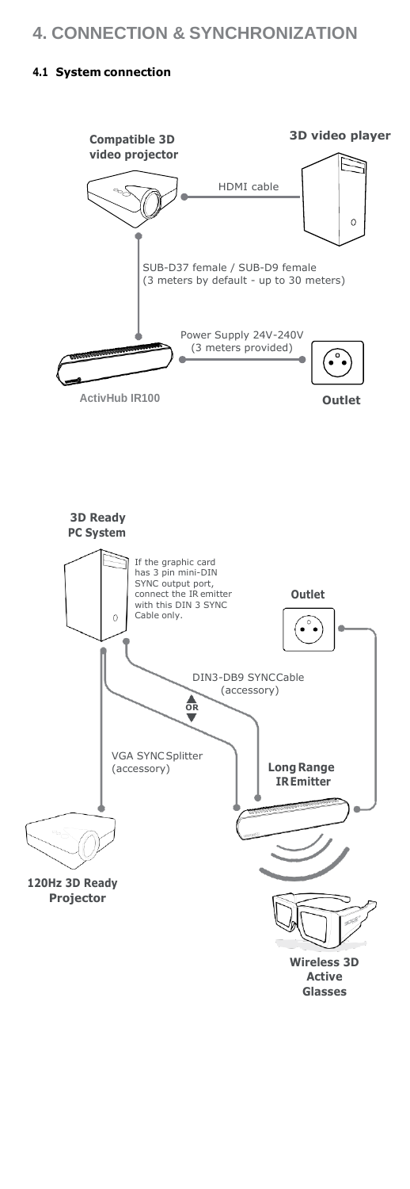# 4. CONNECTION & SYNCHRONIZATION

### 4.1 System connection

**Compatible 3D video projector**

**3D video player**

HDMI cable

SUB-D37 female / SUB-D9 female
(3 meters by default - up to 30 meters)

Power Supply 24V-240V
(3 meters provided)

ActivHub IR100

**Outlet**

**3D Ready PC System**

If the graphic card has 3 pin mini-DIN SYNC output port, connect the IR emitter with this DIN 3 SYNC Cable only.

**Outlet**

DIN3-DB9 SYNC Cable
(accessory)

OR

VGA SYNC Splitter
(accessory)

**Long Range IR Emitter**

**120Hz 3D Ready Projector**

**Wireless 3D Active Glasses**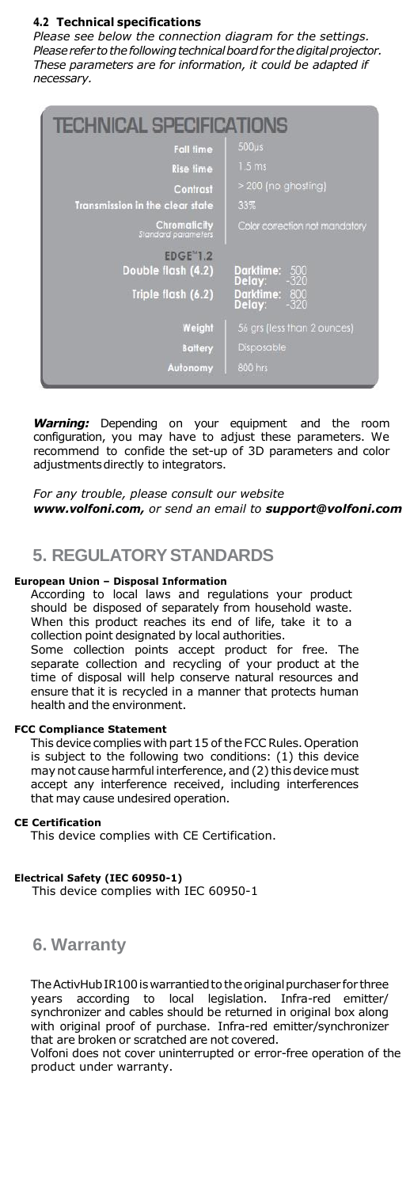### 4.2 Technical specifications

*Please see below the connection diagram for the settings.*
*Please refer to the following technical board for the digital projector.*
*These parameters are for information, it could be adapted if necessary.*

| TECHNICAL SPECIFICATIONS | |
|---|---|
| Fall time | 500µs |
| Rise time | 1.5 ms |
| Contrast | > 200 (no ghosting) |
| Transmission in the clear state | 33% |
| Chromaticity *Standard parameters* | Color correction not mandatory |
| EDGE™1.2 | |
| Double flash (4.2) | Darktime: 500 Delay: -320 |
| Triple flash (6.2) | Darktime: 800 Delay: -320 |
| Weight | 56 grs (less than 2 ounces) |
| Battery | Disposable |
| Autonomy | 800 hrs |

***Warning:*** Depending on your equipment and the room configuration, you may have to adjust these parameters. We recommend to confide the set-up of 3D parameters and color adjustments directly to integrators.

*For any trouble, please consult our website* ***www.volfoni.com,*** *or send an email to* ***support@volfoni.com***

## 5. REGULATORY STANDARDS

#### European Union – Disposal Information

According to local laws and regulations your product should be disposed of separately from household waste. When this product reaches its end of life, take it to a collection point designated by local authorities.
Some collection points accept product for free. The separate collection and recycling of your product at the time of disposal will help conserve natural resources and ensure that it is recycled in a manner that protects human health and the environment.

#### FCC Compliance Statement

This device complies with part 15 of the FCC Rules. Operation is subject to the following two conditions: (1) this device may not cause harmful interference, and (2) this device must accept any interference received, including interferences that may cause undesired operation.

#### CE Certification

This device complies with CE Certification.

#### Electrical Safety (IEC 60950-1)

This device complies with IEC 60950-1

## 6. Warranty

The ActivHub IR100 is warrantied to the original purchaser for three years according to local legislation. Infra-red emitter/ synchronizer and cables should be returned in original box along with original proof of purchase. Infra-red emitter/synchronizer that are broken or scratched are not covered.
Volfoni does not cover uninterrupted or error-free operation of the product under warranty.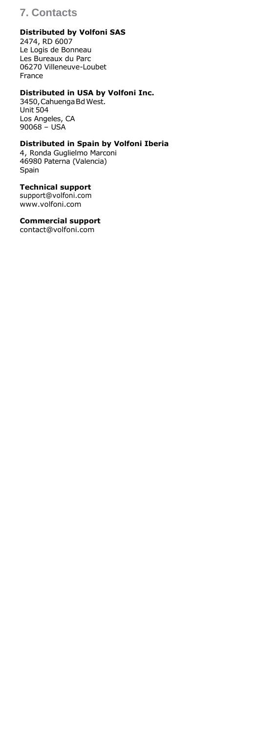## 7. Contacts

**Distributed by Volfoni SAS**
2474, RD 6007
Le Logis de Bonneau
Les Bureaux du Parc
06270 Villeneuve-Loubet
France

**Distributed in USA by Volfoni Inc.**
3450, Cahuenga Bd West.
Unit 504
Los Angeles, CA
90068 – USA

**Distributed in Spain by Volfoni Iberia**
4, Ronda Guglielmo Marconi
46980 Paterna (Valencia)
Spain

**Technical support**
support@volfoni.com
www.volfoni.com

**Commercial support**
contact@volfoni.com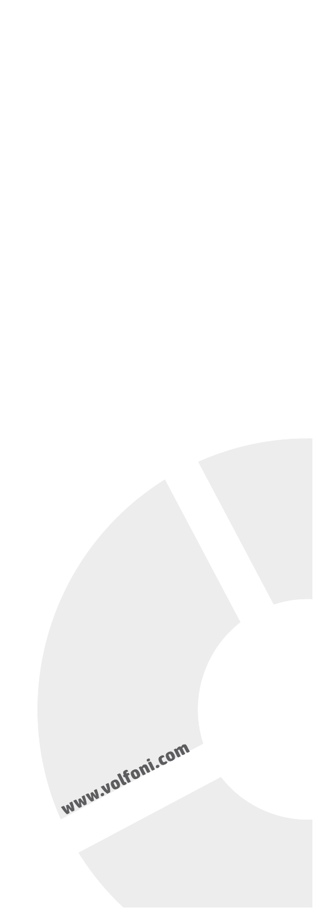www.volfoni.com